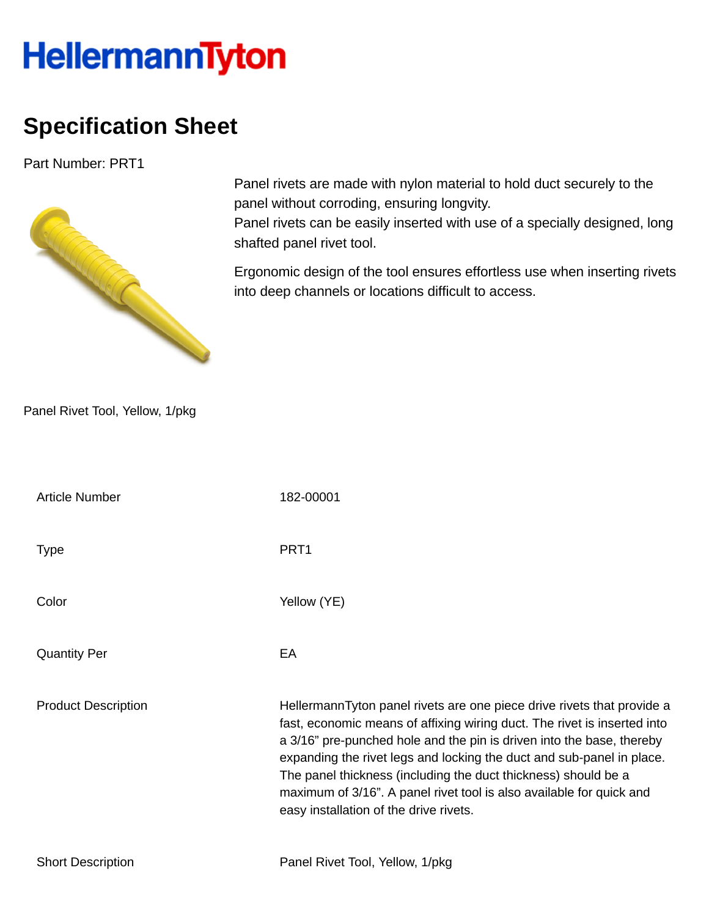HellermannTyton

# Specification Sheet

Part Number: PRT1

Panel rivets are made with nylon material to hold duct securely to the panel without corroding, ensuring longvity.
Panel rivets can be easily inserted with use of a specially designed, long shafted panel rivet tool.

Ergonomic design of the tool ensures effortless use when inserting rivets into deep channels or locations difficult to access.

Panel Rivet Tool, Yellow, 1/pkg

| | |
|---|---|
| Article Number | 182-00001 |
| Type | PRT1 |
| Color | Yellow (YE) |
| Quantity Per | EA |
| Product Description | HellermannTyton panel rivets are one piece drive rivets that provide a fast, economic means of affixing wiring duct. The rivet is inserted into a 3/16" pre-punched hole and the pin is driven into the base, thereby expanding the rivet legs and locking the duct and sub-panel in place. The panel thickness (including the duct thickness) should be a maximum of 3/16". A panel rivet tool is also available for quick and easy installation of the drive rivets. |
| Short Description | Panel Rivet Tool, Yellow, 1/pkg |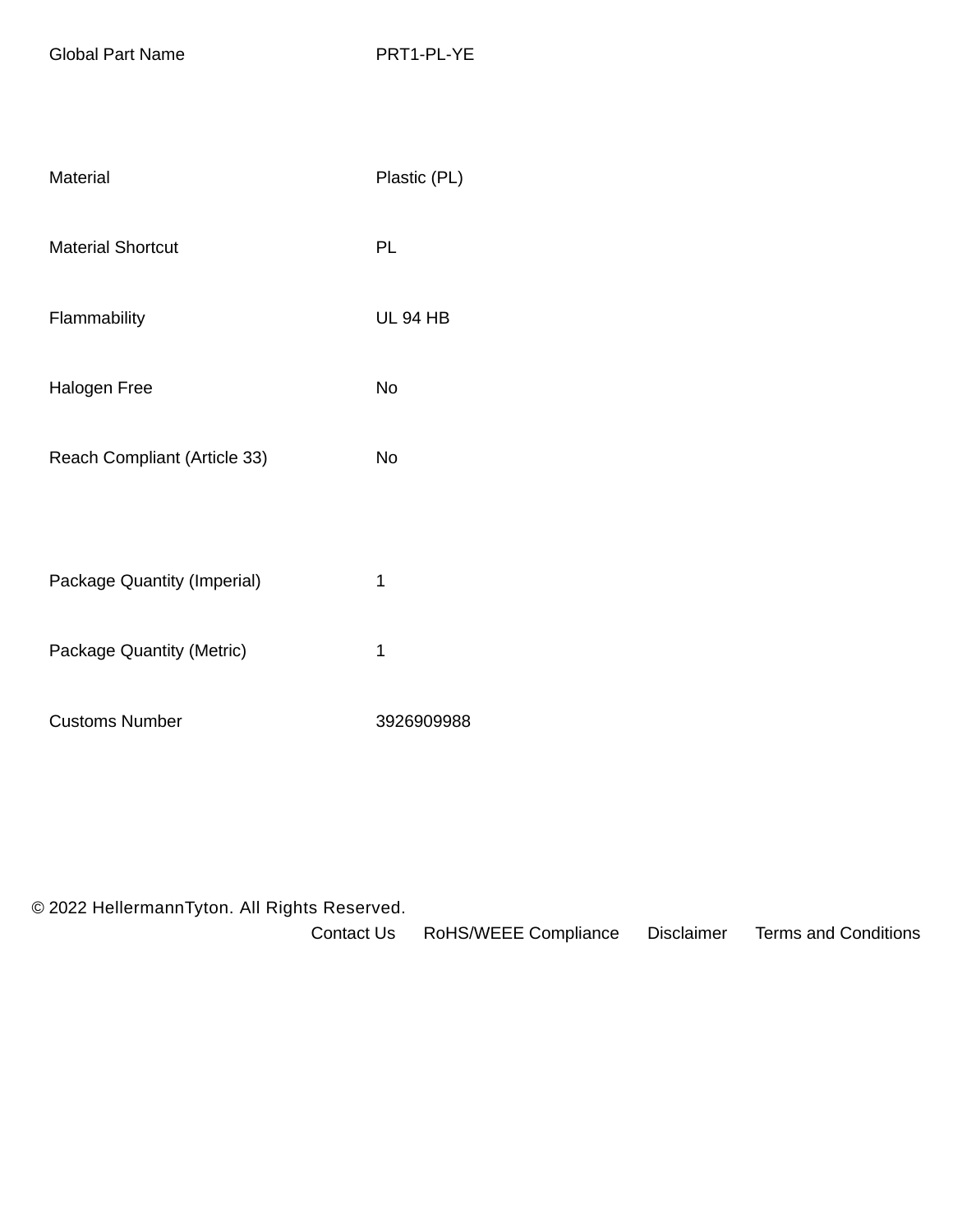| | |
|---|---|
| Global Part Name | PRT1-PL-YE |
| | |
| Material | Plastic (PL) |
| Material Shortcut | PL |
| Flammability | UL 94 HB |
| Halogen Free | No |
| Reach Compliant (Article 33) | No |
| | |
| Package Quantity (Imperial) | 1 |
| Package Quantity (Metric) | 1 |
| Customs Number | 3926909988 |

© 2022 HellermannTyton. All Rights Reserved.

Contact Us    RoHS/WEEE Compliance    Disclaimer    Terms and Conditions